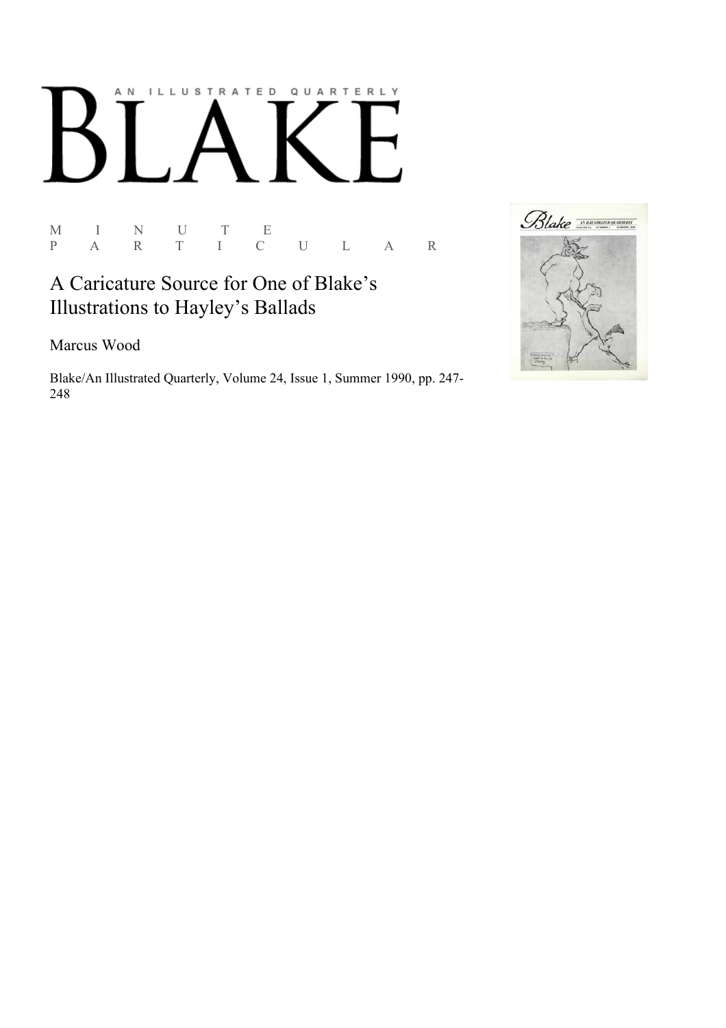AN ILLUSTRATED QUARTERLY

# BLAKE

M I N U T E
P A R T I C U L A R

## A Caricature Source for One of Blake's Illustrations to Hayley's Ballads

Marcus Wood

Blake/An Illustrated Quarterly, Volume 24, Issue 1, Summer 1990, pp. 247-248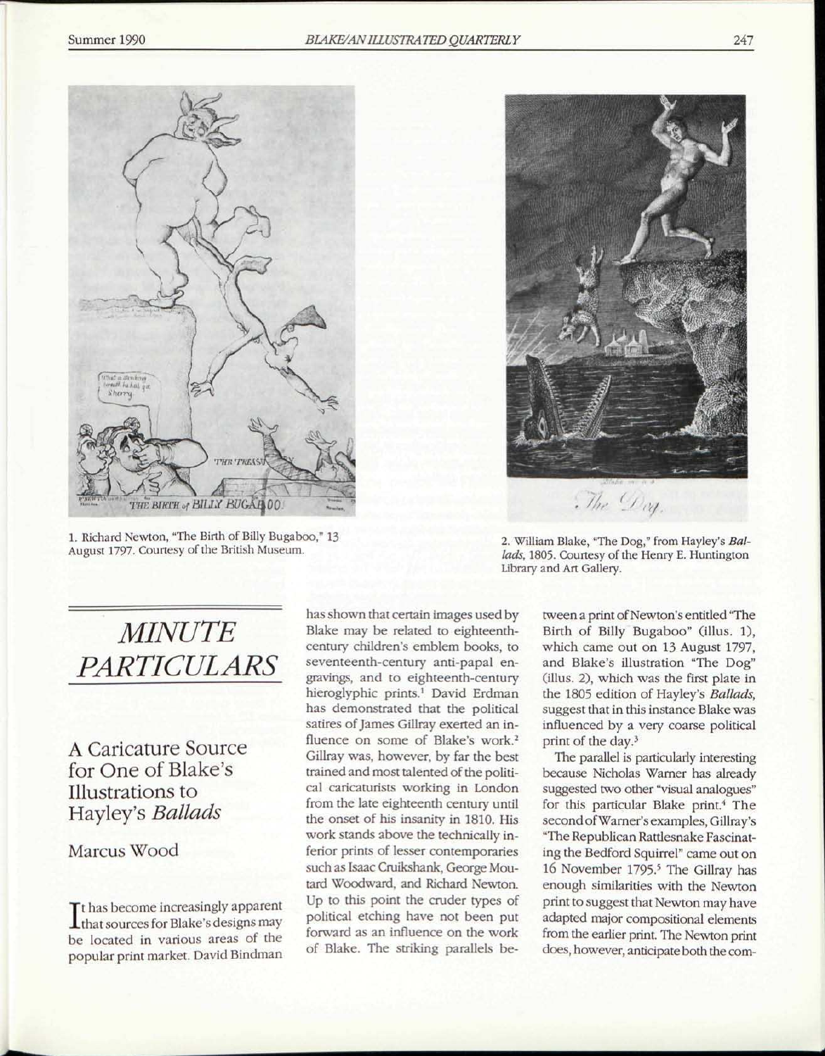1. Richard Newton, "The Birth of Billy Bugaboo," 13 August 1797. Courtesy of the British Museum.

2. William Blake, "The Dog," from Hayley's *Ballads*, 1805. Courtesy of the Henry E. Huntington Library and Art Gallery.

# *MINUTE PARTICULARS*

## A Caricature Source for One of Blake's Illustrations to Hayley's *Ballads*

### Marcus Wood

It has become increasingly apparent that sources for Blake's designs may be located in various areas of the popular print market. David Bindman has shown that certain images used by Blake may be related to eighteenth-century children's emblem books, to seventeenth-century anti-papal engravings, and to eighteenth-century hieroglyphic prints.[1] David Erdman has demonstrated that the political satires of James Gillray exerted an influence on some of Blake's work.[2] Gillray was, however, by far the best trained and most talented of the political caricaturists working in London from the late eighteenth century until the onset of his insanity in 1810. His work stands above the technically inferior prints of lesser contemporaries such as Isaac Cruikshank, George Moutard Woodward, and Richard Newton. Up to this point the cruder types of political etching have not been put forward as an influence on the work of Blake. The striking parallels between a print of Newton's entitled "The Birth of Billy Bugaboo" (illus. 1), which came out on 13 August 1797, and Blake's illustration "The Dog" (illus. 2), which was the first plate in the 1805 edition of Hayley's *Ballads*, suggest that in this instance Blake was influenced by a very coarse political print of the day.[3]

The parallel is particularly interesting because Nicholas Warner has already suggested two other "visual analogues" for this particular Blake print.[4] The second of Warner's examples, Gillray's "The Republican Rattlesnake Fascinating the Bedford Squirrel" came out on 16 November 1795.[5] The Gillray has enough similarities with the Newton print to suggest that Newton may have adapted major compositional elements from the earlier print. The Newton print does, however, anticipate both the com-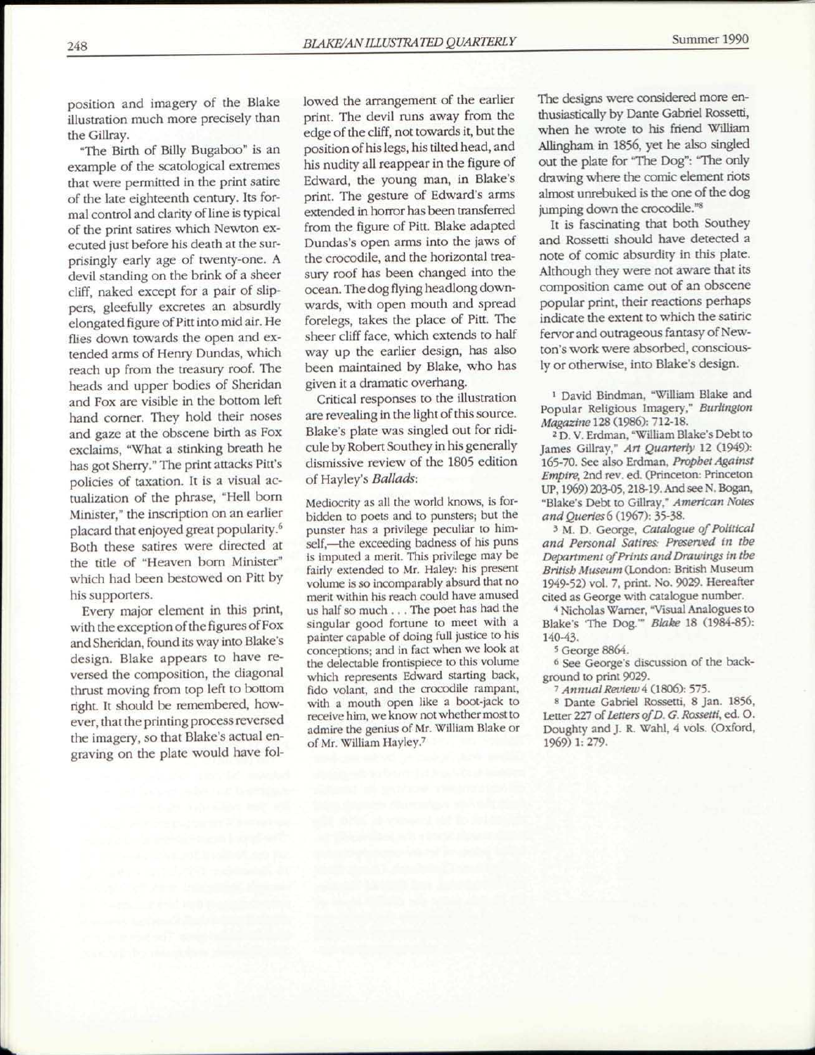position and imagery of the Blake illustration much more precisely than the Gillray.

"The Birth of Billy Bugaboo" is an example of the scatological extremes that were permitted in the print satire of the late eighteenth century. Its formal control and clarity of line is typical of the print satires which Newton executed just before his death at the surprisingly early age of twenty-one. A devil standing on the brink of a sheer cliff, naked except for a pair of slippers, gleefully excretes an absurdly elongated figure of Pitt into mid air. He flies down towards the open and extended arms of Henry Dundas, which reach up from the treasury roof. The heads and upper bodies of Sheridan and Fox are visible in the bottom left hand corner. They hold their noses and gaze at the obscene birth as Fox exclaims, "What a stinking breath he has got Sherry." The print attacks Pitt's policies of taxation. It is a visual actualization of the phrase, "Hell born Minister," the inscription on an earlier placard that enjoyed great popularity.[6] Both these satires were directed at the title of "Heaven born Minister" which had been bestowed on Pitt by his supporters.

Every major element in this print, with the exception of the figures of Fox and Sheridan, found its way into Blake's design. Blake appears to have reversed the composition, the diagonal thrust moving from top left to bottom right. It should be remembered, however, that the printing process reversed the imagery, so that Blake's actual engraving on the plate would have followed the arrangement of the earlier print. The devil runs away from the edge of the cliff, not towards it, but the position of his legs, his tilted head, and his nudity all reappear in the figure of Edward, the young man, in Blake's print. The gesture of Edward's arms extended in horror has been transferred from the figure of Pitt. Blake adapted Dundas's open arms into the jaws of the crocodile, and the horizontal treasury roof has been changed into the ocean. The dog flying headlong downwards, with open mouth and spread forelegs, takes the place of Pitt. The sheer cliff face, which extends to half way up the earlier design, has also been maintained by Blake, who has given it a dramatic overhang.

Critical responses to the illustration are revealing in the light of this source. Blake's plate was singled out for ridicule by Robert Southey in his generally dismissive review of the 1805 edition of Hayley's *Ballads*:

> Mediocrity as all the world knows, is forbidden to poets and to punsters; but the punster has a privilege peculiar to himself,—the exceeding badness of his puns is imputed a merit. This privilege may be fairly extended to Mr. Haley: his present volume is so incomparably absurd that no merit within his reach could have amused us half so much . . . The poet has had the singular good fortune to meet with a painter capable of doing full justice to his conceptions; and in fact when we look at the delectable frontispiece to this volume which represents Edward starting back, fido volant, and the crocodile rampant, with a mouth open like a boot-jack to receive him, we know not whether most to admire the genius of Mr. William Blake or of Mr. William Hayley.[7]

The designs were considered more enthusiastically by Dante Gabriel Rossetti, when he wrote to his friend William Allingham in 1856, yet he also singled out the plate for "The Dog": "The only drawing where the comic element riots almost unrebuked is the one of the dog jumping down the crocodile."[8]

It is fascinating that both Southey and Rossetti should have detected a note of comic absurdity in this plate. Although they were not aware that its composition came out of an obscene popular print, their reactions perhaps indicate the extent to which the satiric fervor and outrageous fantasy of Newton's work were absorbed, consciously or otherwise, into Blake's design.

1 David Bindman, "William Blake and Popular Religious Imagery," *Burlington Magazine* 128 (1986): 712-18.

2 D. V. Erdman, "William Blake's Debt to James Gillray," *Art Quarterly* 12 (1949): 165-70. See also Erdman, *Prophet Against Empire*, 2nd rev. ed. (Princeton: Princeton UP, 1969) 203-05, 218-19. And see N. Bogan, "Blake's Debt to Gillray," *American Notes and Queries* 6 (1967): 35-38.

3 M. D. George, *Catalogue of Political and Personal Satires: Preserved in the Department of Prints and Drawings in the British Museum* (London: British Museum 1949-52) vol. 7, print. No. 9029. Hereafter cited as George with catalogue number.

4 Nicholas Warner, "Visual Analogues to Blake's 'The Dog.'" *Blake* 18 (1984-85): 140-43.

5 George 8864.

6 See George's discussion of the background to print 9029.

7 *Annual Review* 4 (1806): 575.

8 Dante Gabriel Rossetti, 8 Jan. 1856, Letter 227 of *Letters of D. G. Rossetti*, ed. O. Doughty and J. R. Wahl, 4 vols. (Oxford, 1969) 1: 279.